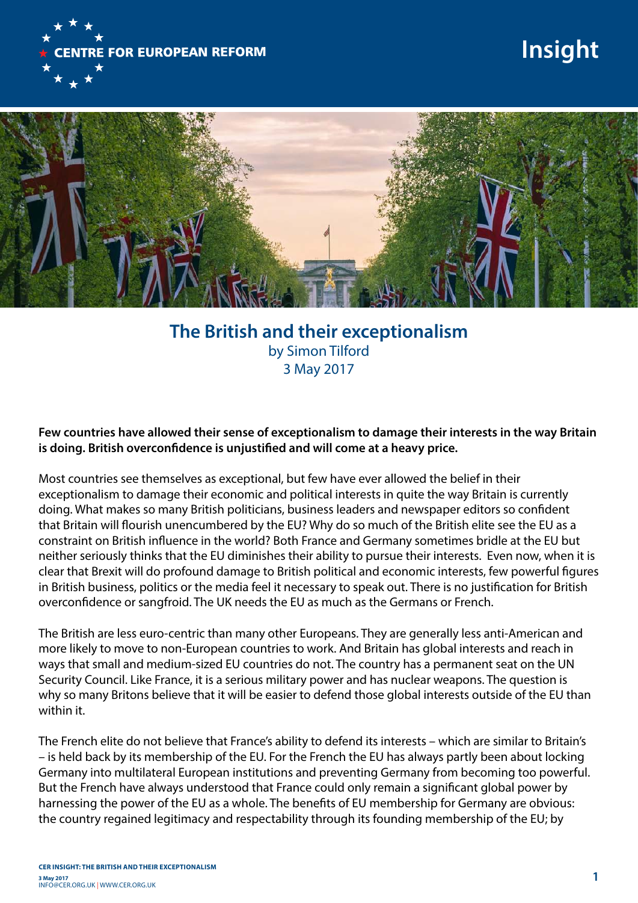# The British and their exceptionalism

by Simon Tilford

3 May 2017

**Few countries have allowed their sense of exceptionalism to damage their interests in the way Britain is doing. British overconfidence is unjustified and will come at a heavy price.**

Most countries see themselves as exceptional, but few have ever allowed the belief in their exceptionalism to damage their economic and political interests in quite the way Britain is currently doing. What makes so many British politicians, business leaders and newspaper editors so confident that Britain will flourish unencumbered by the EU? Why do so much of the British elite see the EU as a constraint on British influence in the world? Both France and Germany sometimes bridle at the EU but neither seriously thinks that the EU diminishes their ability to pursue their interests. Even now, when it is clear that Brexit will do profound damage to British political and economic interests, few powerful figures in British business, politics or the media feel it necessary to speak out. There is no justification for British overconfidence or sangfroid. The UK needs the EU as much as the Germans or French.

The British are less euro-centric than many other Europeans. They are generally less anti-American and more likely to move to non-European countries to work. And Britain has global interests and reach in ways that small and medium-sized EU countries do not. The country has a permanent seat on the UN Security Council. Like France, it is a serious military power and has nuclear weapons. The question is why so many Britons believe that it will be easier to defend those global interests outside of the EU than within it.

The French elite do not believe that France's ability to defend its interests – which are similar to Britain's – is held back by its membership of the EU. For the French the EU has always partly been about locking Germany into multilateral European institutions and preventing Germany from becoming too powerful. But the French have always understood that France could only remain a significant global power by harnessing the power of the EU as a whole. The benefits of EU membership for Germany are obvious: the country regained legitimacy and respectability through its founding membership of the EU; by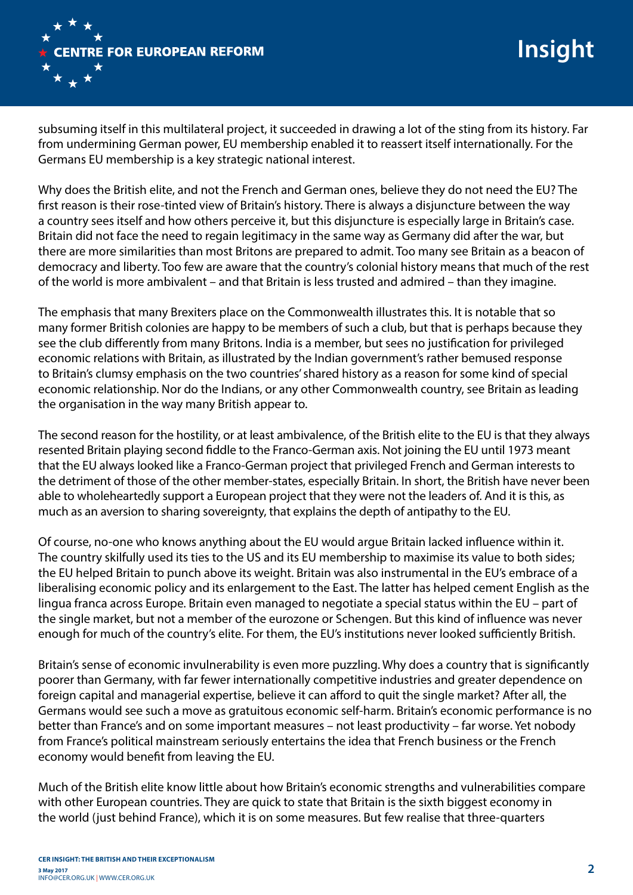subsuming itself in this multilateral project, it succeeded in drawing a lot of the sting from its history. Far from undermining German power, EU membership enabled it to reassert itself internationally. For the Germans EU membership is a key strategic national interest.

Why does the British elite, and not the French and German ones, believe they do not need the EU? The first reason is their rose-tinted view of Britain's history. There is always a disjuncture between the way a country sees itself and how others perceive it, but this disjuncture is especially large in Britain's case. Britain did not face the need to regain legitimacy in the same way as Germany did after the war, but there are more similarities than most Britons are prepared to admit. Too many see Britain as a beacon of democracy and liberty. Too few are aware that the country's colonial history means that much of the rest of the world is more ambivalent – and that Britain is less trusted and admired – than they imagine.

The emphasis that many Brexiters place on the Commonwealth illustrates this. It is notable that so many former British colonies are happy to be members of such a club, but that is perhaps because they see the club differently from many Britons. India is a member, but sees no justification for privileged economic relations with Britain, as illustrated by the Indian government's rather bemused response to Britain's clumsy emphasis on the two countries' shared history as a reason for some kind of special economic relationship. Nor do the Indians, or any other Commonwealth country, see Britain as leading the organisation in the way many British appear to.

The second reason for the hostility, or at least ambivalence, of the British elite to the EU is that they always resented Britain playing second fiddle to the Franco-German axis. Not joining the EU until 1973 meant that the EU always looked like a Franco-German project that privileged French and German interests to the detriment of those of the other member-states, especially Britain. In short, the British have never been able to wholeheartedly support a European project that they were not the leaders of. And it is this, as much as an aversion to sharing sovereignty, that explains the depth of antipathy to the EU.

Of course, no-one who knows anything about the EU would argue Britain lacked influence within it. The country skilfully used its ties to the US and its EU membership to maximise its value to both sides; the EU helped Britain to punch above its weight. Britain was also instrumental in the EU's embrace of a liberalising economic policy and its enlargement to the East. The latter has helped cement English as the lingua franca across Europe. Britain even managed to negotiate a special status within the EU – part of the single market, but not a member of the eurozone or Schengen. But this kind of influence was never enough for much of the country's elite. For them, the EU's institutions never looked sufficiently British.

Britain's sense of economic invulnerability is even more puzzling. Why does a country that is significantly poorer than Germany, with far fewer internationally competitive industries and greater dependence on foreign capital and managerial expertise, believe it can afford to quit the single market? After all, the Germans would see such a move as gratuitous economic self-harm. Britain's economic performance is no better than France's and on some important measures – not least productivity – far worse. Yet nobody from France's political mainstream seriously entertains the idea that French business or the French economy would benefit from leaving the EU.

Much of the British elite know little about how Britain's economic strengths and vulnerabilities compare with other European countries. They are quick to state that Britain is the sixth biggest economy in the world (just behind France), which it is on some measures. But few realise that three-quarters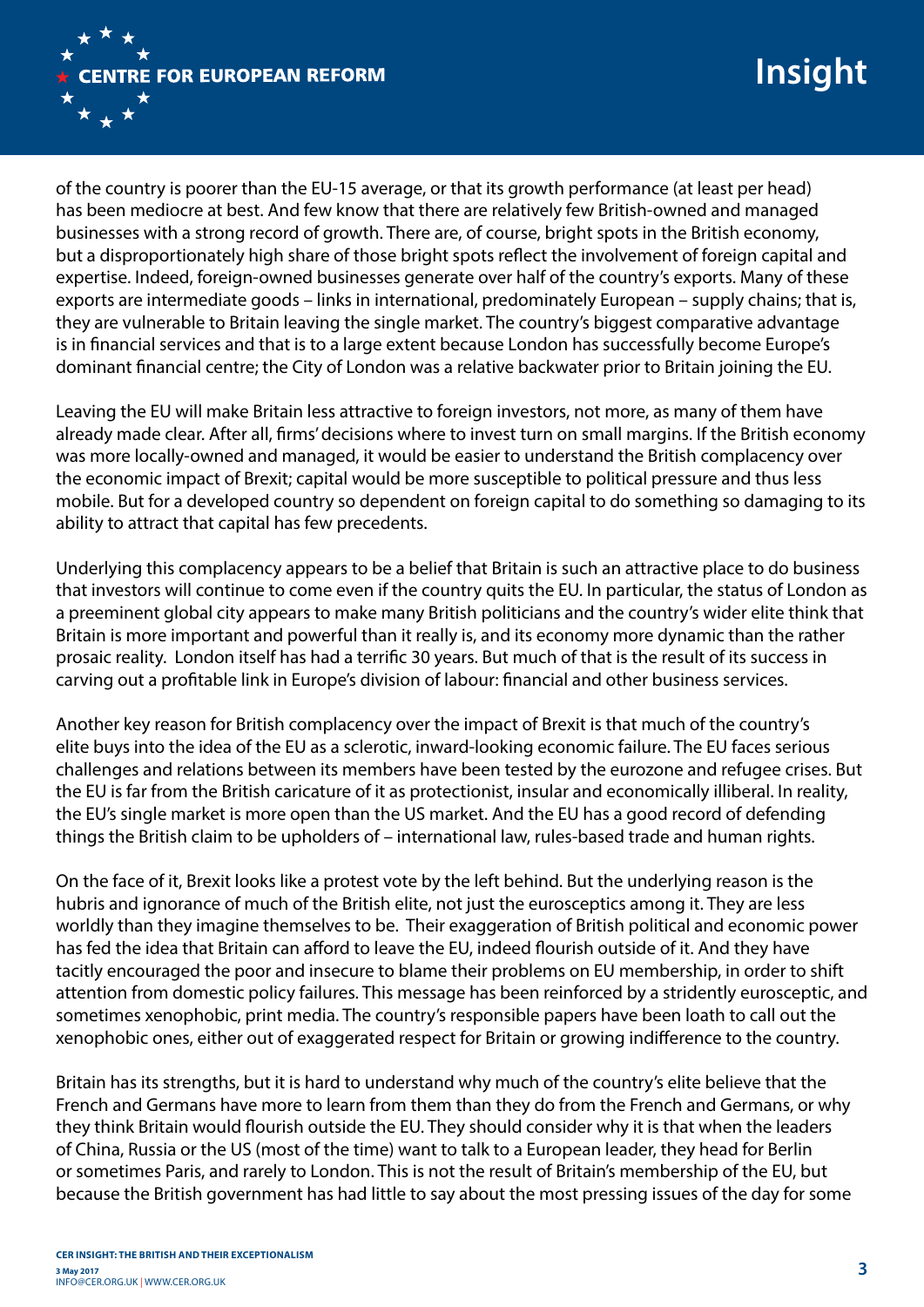of the country is poorer than the EU-15 average, or that its growth performance (at least per head) has been mediocre at best. And few know that there are relatively few British-owned and managed businesses with a strong record of growth. There are, of course, bright spots in the British economy, but a disproportionately high share of those bright spots reflect the involvement of foreign capital and expertise. Indeed, foreign-owned businesses generate over half of the country's exports. Many of these exports are intermediate goods – links in international, predominately European – supply chains; that is, they are vulnerable to Britain leaving the single market. The country's biggest comparative advantage is in financial services and that is to a large extent because London has successfully become Europe's dominant financial centre; the City of London was a relative backwater prior to Britain joining the EU.

Leaving the EU will make Britain less attractive to foreign investors, not more, as many of them have already made clear. After all, firms' decisions where to invest turn on small margins. If the British economy was more locally-owned and managed, it would be easier to understand the British complacency over the economic impact of Brexit; capital would be more susceptible to political pressure and thus less mobile. But for a developed country so dependent on foreign capital to do something so damaging to its ability to attract that capital has few precedents.

Underlying this complacency appears to be a belief that Britain is such an attractive place to do business that investors will continue to come even if the country quits the EU. In particular, the status of London as a preeminent global city appears to make many British politicians and the country's wider elite think that Britain is more important and powerful than it really is, and its economy more dynamic than the rather prosaic reality. London itself has had a terrific 30 years. But much of that is the result of its success in carving out a profitable link in Europe's division of labour: financial and other business services.

Another key reason for British complacency over the impact of Brexit is that much of the country's elite buys into the idea of the EU as a sclerotic, inward-looking economic failure. The EU faces serious challenges and relations between its members have been tested by the eurozone and refugee crises. But the EU is far from the British caricature of it as protectionist, insular and economically illiberal. In reality, the EU's single market is more open than the US market. And the EU has a good record of defending things the British claim to be upholders of – international law, rules-based trade and human rights.

On the face of it, Brexit looks like a protest vote by the left behind. But the underlying reason is the hubris and ignorance of much of the British elite, not just the eurosceptics among it. They are less worldly than they imagine themselves to be. Their exaggeration of British political and economic power has fed the idea that Britain can afford to leave the EU, indeed flourish outside of it. And they have tacitly encouraged the poor and insecure to blame their problems on EU membership, in order to shift attention from domestic policy failures. This message has been reinforced by a stridently eurosceptic, and sometimes xenophobic, print media. The country's responsible papers have been loath to call out the xenophobic ones, either out of exaggerated respect for Britain or growing indifference to the country.

Britain has its strengths, but it is hard to understand why much of the country's elite believe that the French and Germans have more to learn from them than they do from the French and Germans, or why they think Britain would flourish outside the EU. They should consider why it is that when the leaders of China, Russia or the US (most of the time) want to talk to a European leader, they head for Berlin or sometimes Paris, and rarely to London. This is not the result of Britain's membership of the EU, but because the British government has had little to say about the most pressing issues of the day for some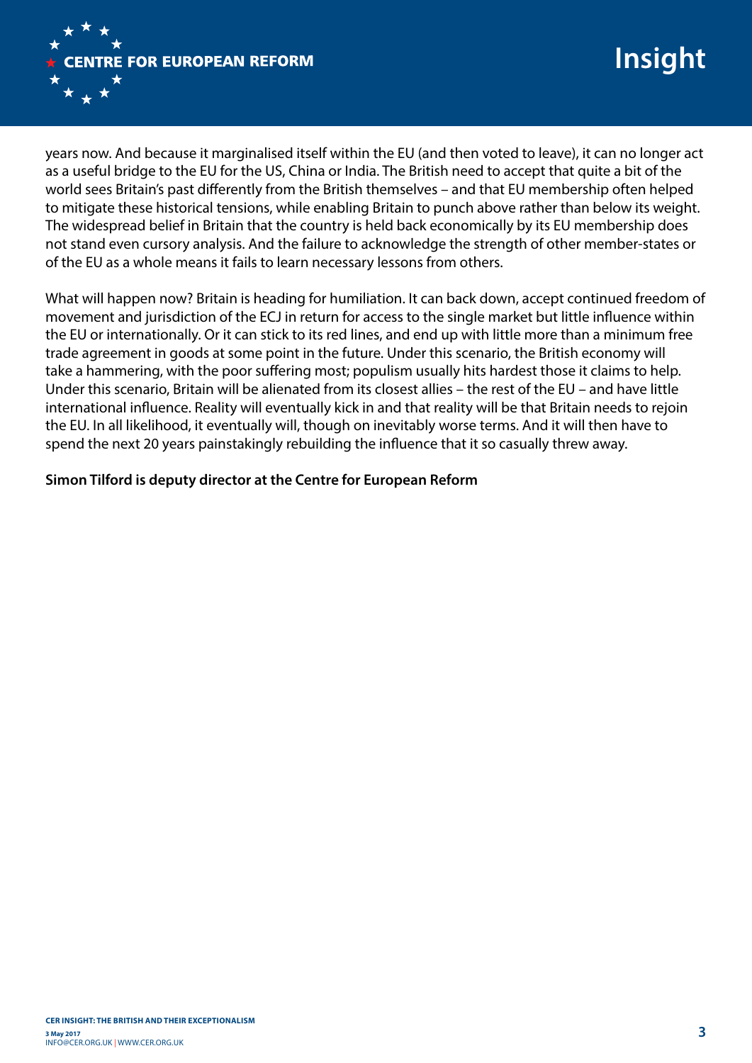years now. And because it marginalised itself within the EU (and then voted to leave), it can no longer act as a useful bridge to the EU for the US, China or India. The British need to accept that quite a bit of the world sees Britain's past differently from the British themselves – and that EU membership often helped to mitigate these historical tensions, while enabling Britain to punch above rather than below its weight. The widespread belief in Britain that the country is held back economically by its EU membership does not stand even cursory analysis. And the failure to acknowledge the strength of other member-states or of the EU as a whole means it fails to learn necessary lessons from others.

What will happen now? Britain is heading for humiliation. It can back down, accept continued freedom of movement and jurisdiction of the ECJ in return for access to the single market but little influence within the EU or internationally. Or it can stick to its red lines, and end up with little more than a minimum free trade agreement in goods at some point in the future. Under this scenario, the British economy will take a hammering, with the poor suffering most; populism usually hits hardest those it claims to help. Under this scenario, Britain will be alienated from its closest allies – the rest of the EU – and have little international influence. Reality will eventually kick in and that reality will be that Britain needs to rejoin the EU. In all likelihood, it eventually will, though on inevitably worse terms. And it will then have to spend the next 20 years painstakingly rebuilding the influence that it so casually threw away.

**Simon Tilford is deputy director at the Centre for European Reform**